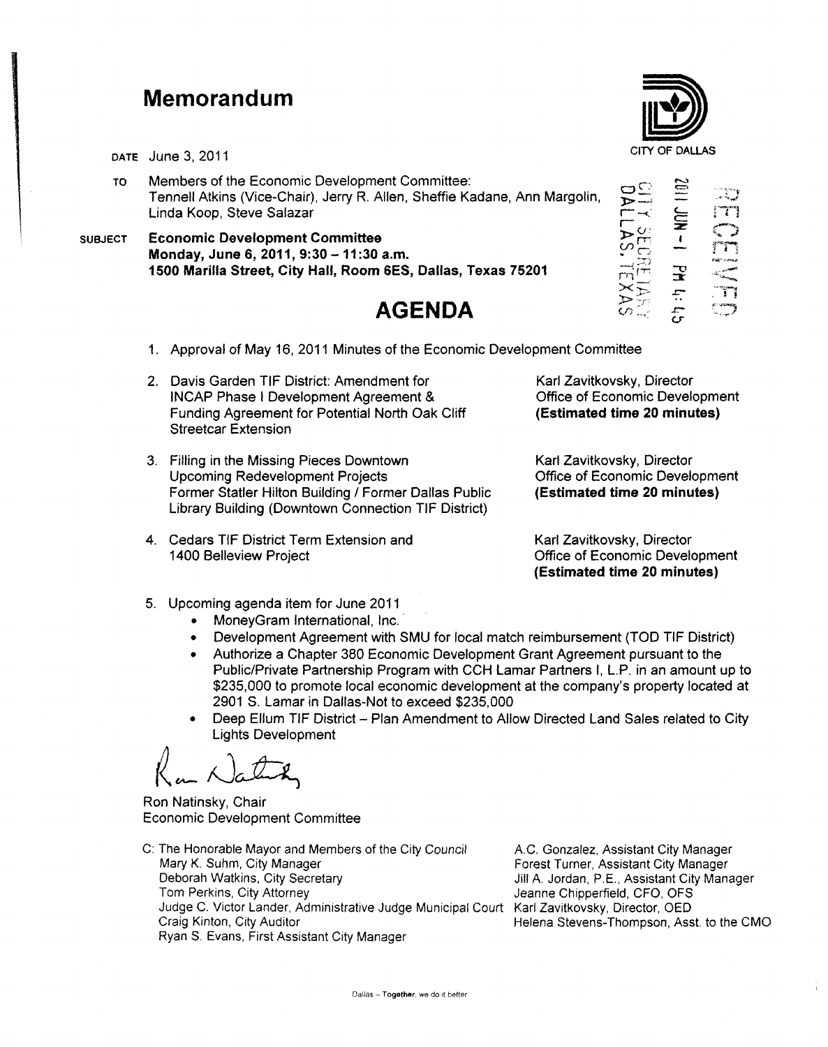# Memorandum

CITY OF DALLAS

RECEIVED
2011 JUN -1 PM 4:45
CITY SECRETARY
DALLAS, TEXAS

**DATE** June 3, 2011

**TO** Members of the Economic Development Committee:
Tennell Atkins (Vice-Chair), Jerry R. Allen, Sheffie Kadane, Ann Margolin, Linda Koop, Steve Salazar

**SUBJECT** **Economic Development Committee**
**Monday, June 6, 2011, 9:30 – 11:30 a.m.**
**1500 Marilla Street, City Hall, Room 6ES, Dallas, Texas 75201**

## AGENDA

1. Approval of May 16, 2011 Minutes of the Economic Development Committee

2. Davis Garden TIF District: Amendment for INCAP Phase I Development Agreement & Funding Agreement for Potential North Oak Cliff Streetcar Extension
   Karl Zavitkovsky, Director
   Office of Economic Development
   **(Estimated time 20 minutes)**

3. Filling in the Missing Pieces Downtown Upcoming Redevelopment Projects Former Statler Hilton Building / Former Dallas Public Library Building (Downtown Connection TIF District)
   Karl Zavitkovsky, Director
   Office of Economic Development
   **(Estimated time 20 minutes)**

4. Cedars TIF District Term Extension and 1400 Belleview Project
   Karl Zavitkovsky, Director
   Office of Economic Development
   **(Estimated time 20 minutes)**

5. Upcoming agenda item for June 2011
   - MoneyGram International, Inc.
   - Development Agreement with SMU for local match reimbursement (TOD TIF District)
   - Authorize a Chapter 380 Economic Development Grant Agreement pursuant to the Public/Private Partnership Program with CCH Lamar Partners I, L.P. in an amount up to $235,000 to promote local economic development at the company's property located at 2901 S. Lamar in Dallas-Not to exceed $235,000
   - Deep Ellum TIF District – Plan Amendment to Allow Directed Land Sales related to City Lights Development

Ron Natinsky, Chair
Economic Development Committee

C: The Honorable Mayor and Members of the City Council
Mary K. Suhm, City Manager
Deborah Watkins, City Secretary
Tom Perkins, City Attorney
Judge C. Victor Lander, Administrative Judge Municipal Court
Craig Kinton, City Auditor
Ryan S. Evans, First Assistant City Manager
A.C. Gonzalez, Assistant City Manager
Forest Turner, Assistant City Manager
Jill A. Jordan, P.E., Assistant City Manager
Jeanne Chipperfield, CFO, OFS
Karl Zavitkovsky, Director, OED
Helena Stevens-Thompson, Asst. to the CMO

Dallas – **Together**, we do it better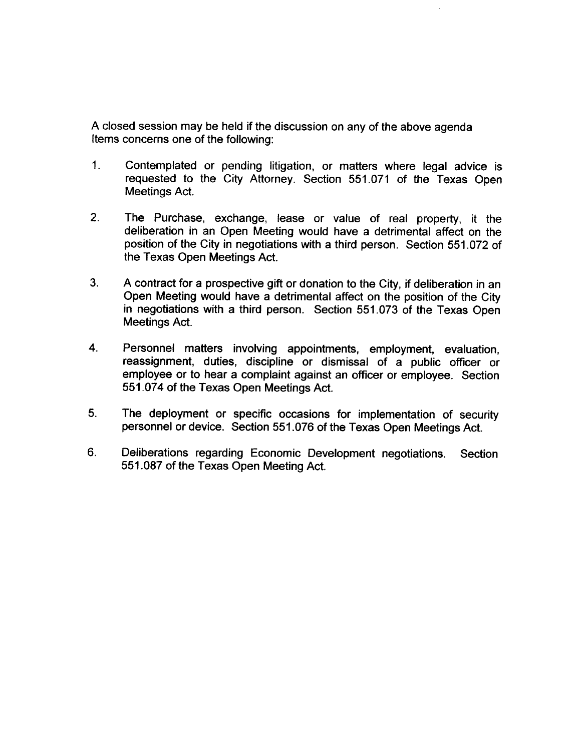A closed session may be held if the discussion on any of the above agenda Items concerns one of the following:

1. Contemplated or pending litigation, or matters where legal advice is requested to the City Attorney. Section 551.071 of the Texas Open Meetings Act.

2. The Purchase, exchange, lease or value of real property, it the deliberation in an Open Meeting would have a detrimental affect on the position of the City in negotiations with a third person. Section 551.072 of the Texas Open Meetings Act.

3. A contract for a prospective gift or donation to the City, if deliberation in an Open Meeting would have a detrimental affect on the position of the City in negotiations with a third person. Section 551.073 of the Texas Open Meetings Act.

4. Personnel matters involving appointments, employment, evaluation, reassignment, duties, discipline or dismissal of a public officer or employee or to hear a complaint against an officer or employee. Section 551.074 of the Texas Open Meetings Act.

5. The deployment or specific occasions for implementation of security personnel or device. Section 551.076 of the Texas Open Meetings Act.

6. Deliberations regarding Economic Development negotiations. Section 551.087 of the Texas Open Meeting Act.